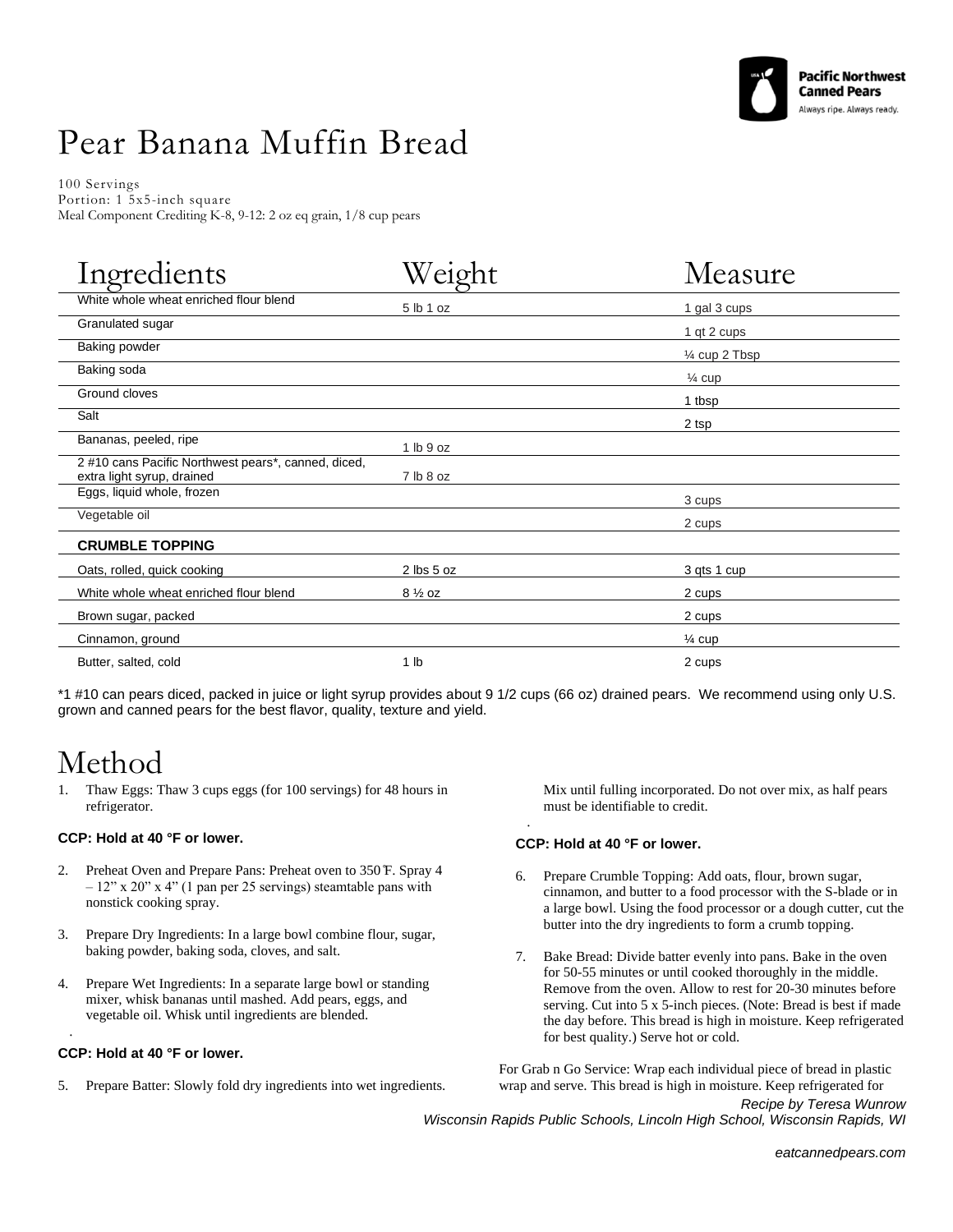Pacific Northwest Canned Pears
Always ripe. Always ready.

# Pear Banana Muffin Bread

100 Servings
Portion: 1 5x5-inch square
Meal Component Crediting K-8, 9-12: 2 oz eq grain, 1/8 cup pears

| Ingredients | Weight | Measure |
|---|---|---|
| White whole wheat enriched flour blend | 5 lb 1 oz | 1 gal 3 cups |
| Granulated sugar | | 1 qt 2 cups |
| Baking powder | | ¼ cup 2 Tbsp |
| Baking soda | | ¼ cup |
| Ground cloves | | 1 tbsp |
| Salt | | 2 tsp |
| Bananas, peeled, ripe | 1 lb 9 oz | |
| 2 #10 cans Pacific Northwest pears*, canned, diced, extra light syrup, drained | 7 lb 8 oz | |
| Eggs, liquid whole, frozen | | 3 cups |
| Vegetable oil | | 2 cups |
| **CRUMBLE TOPPING** | | |
| Oats, rolled, quick cooking | 2 lbs 5 oz | 3 qts 1 cup |
| White whole wheat enriched flour blend | 8 ½ oz | 2 cups |
| Brown sugar, packed | | 2 cups |
| Cinnamon, ground | | ¼ cup |
| Butter, salted, cold | 1 lb | 2 cups |

*1 #10 can pears diced, packed in juice or light syrup provides about 9 1/2 cups (66 oz) drained pears. We recommend using only U.S. grown and canned pears for the best flavor, quality, texture and yield.

# Method

1. Thaw Eggs: Thaw 3 cups eggs (for 100 servings) for 48 hours in refrigerator.

**CCP: Hold at 40 °F or lower.**

2. Preheat Oven and Prepare Pans: Preheat oven to 350℉. Spray 4 – 12" x 20" x 4" (1 pan per 25 servings) steamtable pans with nonstick cooking spray.

3. Prepare Dry Ingredients: In a large bowl combine flour, sugar, baking powder, baking soda, cloves, and salt.

4. Prepare Wet Ingredients: In a separate large bowl or standing mixer, whisk bananas until mashed. Add pears, eggs, and vegetable oil. Whisk until ingredients are blended.

**CCP: Hold at 40 °F or lower.**

5. Prepare Batter: Slowly fold dry ingredients into wet ingredients. Mix until fulling incorporated. Do not over mix, as half pears must be identifiable to credit.

**CCP: Hold at 40 °F or lower.**

6. Prepare Crumble Topping: Add oats, flour, brown sugar, cinnamon, and butter to a food processor with the S-blade or in a large bowl. Using the food processor or a dough cutter, cut the butter into the dry ingredients to form a crumb topping.

7. Bake Bread: Divide batter evenly into pans. Bake in the oven for 50-55 minutes or until cooked thoroughly in the middle. Remove from the oven. Allow to rest for 20-30 minutes before serving. Cut into 5 x 5-inch pieces. (Note: Bread is best if made the day before. This bread is high in moisture. Keep refrigerated for best quality.) Serve hot or cold.

For Grab n Go Service: Wrap each individual piece of bread in plastic wrap and serve. This bread is high in moisture. Keep refrigerated for

*Recipe by Teresa Wunrow*
*Wisconsin Rapids Public Schools, Lincoln High School, Wisconsin Rapids, WI*

*eatcannedpears.com*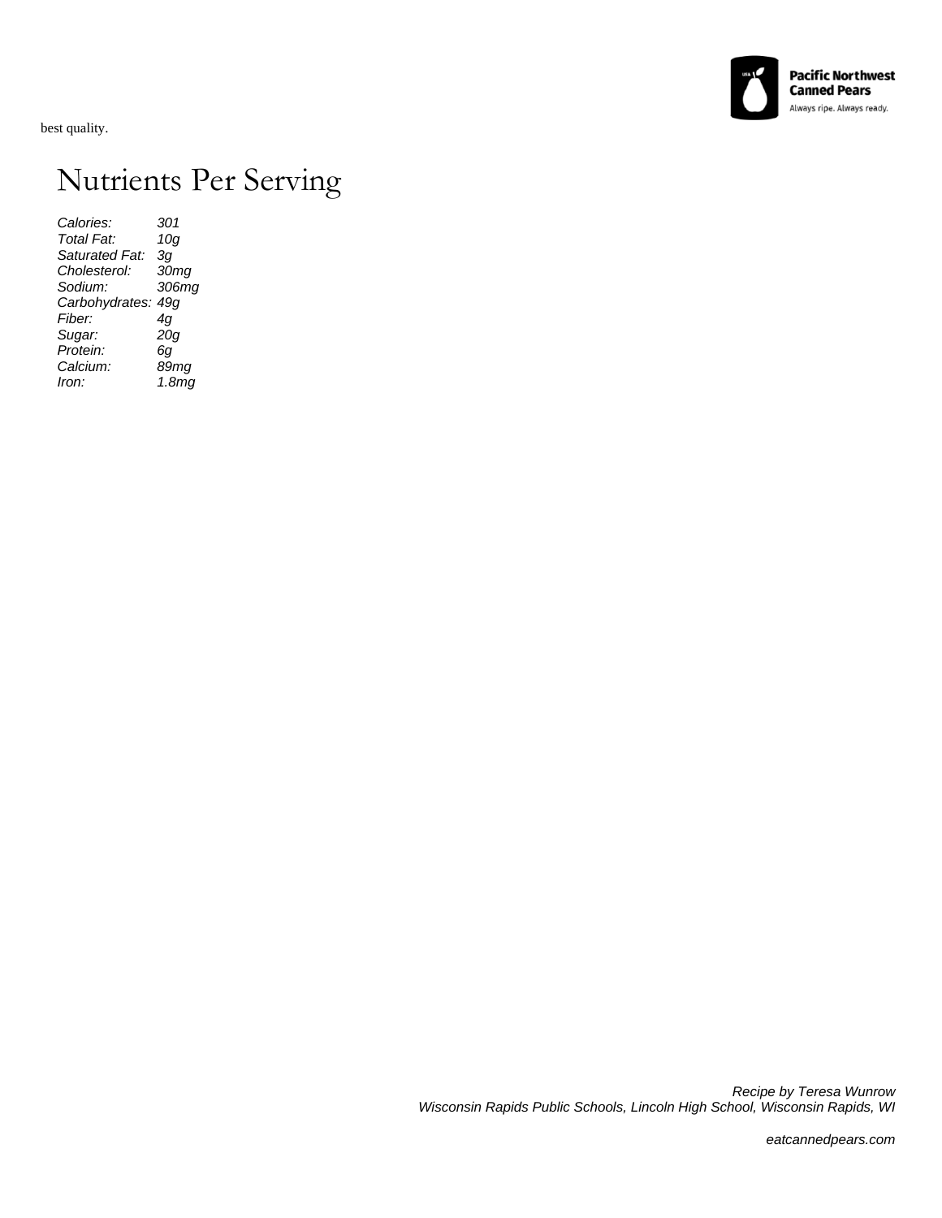best quality.

# Nutrients Per Serving

| | |
|---|---|
| *Calories:* | *301* |
| *Total Fat:* | *10g* |
| *Saturated Fat:* | *3g* |
| *Cholesterol:* | *30mg* |
| *Sodium:* | *306mg* |
| *Carbohydrates:* | *49g* |
| *Fiber:* | *4g* |
| *Sugar:* | *20g* |
| *Protein:* | *6g* |
| *Calcium:* | *89mg* |
| *Iron:* | *1.8mg* |

*Recipe by Teresa Wunrow*
*Wisconsin Rapids Public Schools, Lincoln High School, Wisconsin Rapids, WI*

*eatcannedpears.com*